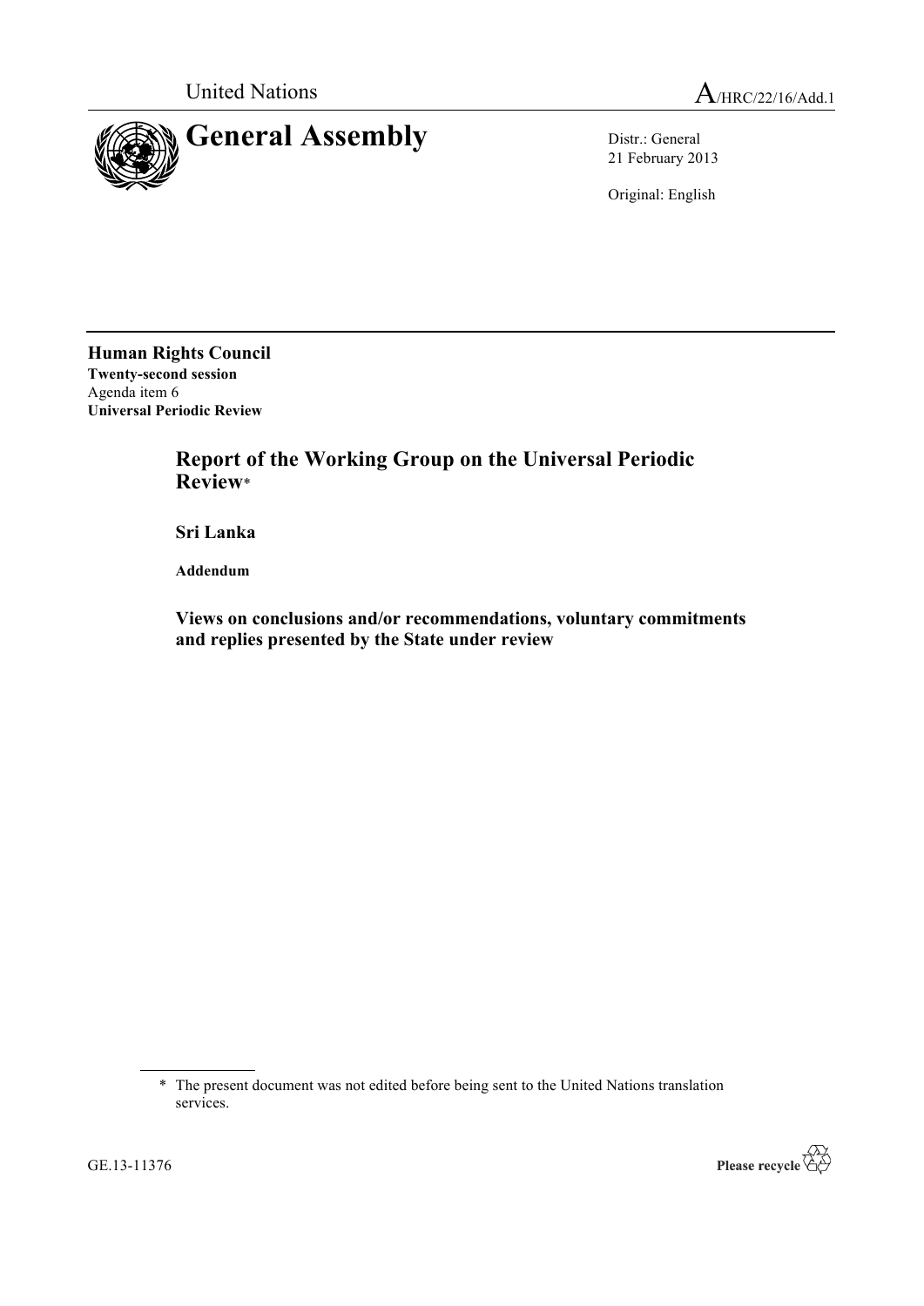United Nations

A/HRC/22/16/Add.1

# General Assembly

Distr.: General
21 February 2013

Original: English

**Human Rights Council**
**Twenty-second session**
Agenda item 6
**Universal Periodic Review**

## Report of the Working Group on the Universal Periodic Review*

### Sri Lanka

**Addendum**

### Views on conclusions and/or recommendations, voluntary commitments and replies presented by the State under review

---

\* The present document was not edited before being sent to the United Nations translation services.

GE.13-11376

Please recycle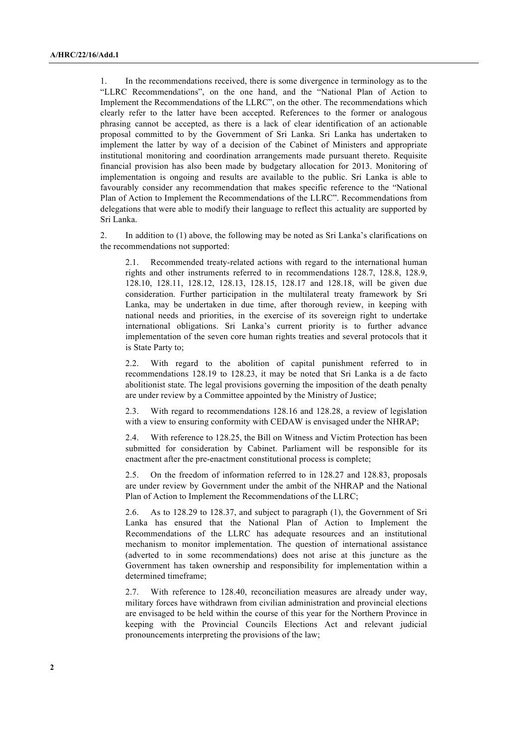1. In the recommendations received, there is some divergence in terminology as to the "LLRC Recommendations", on the one hand, and the "National Plan of Action to Implement the Recommendations of the LLRC", on the other. The recommendations which clearly refer to the latter have been accepted. References to the former or analogous phrasing cannot be accepted, as there is a lack of clear identification of an actionable proposal committed to by the Government of Sri Lanka. Sri Lanka has undertaken to implement the latter by way of a decision of the Cabinet of Ministers and appropriate institutional monitoring and coordination arrangements made pursuant thereto. Requisite financial provision has also been made by budgetary allocation for 2013. Monitoring of implementation is ongoing and results are available to the public. Sri Lanka is able to favourably consider any recommendation that makes specific reference to the "National Plan of Action to Implement the Recommendations of the LLRC". Recommendations from delegations that were able to modify their language to reflect this actuality are supported by Sri Lanka.

2. In addition to (1) above, the following may be noted as Sri Lanka's clarifications on the recommendations not supported:

2.1. Recommended treaty-related actions with regard to the international human rights and other instruments referred to in recommendations 128.7, 128.8, 128.9, 128.10, 128.11, 128.12, 128.13, 128.15, 128.17 and 128.18, will be given due consideration. Further participation in the multilateral treaty framework by Sri Lanka, may be undertaken in due time, after thorough review, in keeping with national needs and priorities, in the exercise of its sovereign right to undertake international obligations. Sri Lanka's current priority is to further advance implementation of the seven core human rights treaties and several protocols that it is State Party to;

2.2. With regard to the abolition of capital punishment referred to in recommendations 128.19 to 128.23, it may be noted that Sri Lanka is a de facto abolitionist state. The legal provisions governing the imposition of the death penalty are under review by a Committee appointed by the Ministry of Justice;

2.3. With regard to recommendations 128.16 and 128.28, a review of legislation with a view to ensuring conformity with CEDAW is envisaged under the NHRAP;

2.4. With reference to 128.25, the Bill on Witness and Victim Protection has been submitted for consideration by Cabinet. Parliament will be responsible for its enactment after the pre-enactment constitutional process is complete;

2.5. On the freedom of information referred to in 128.27 and 128.83, proposals are under review by Government under the ambit of the NHRAP and the National Plan of Action to Implement the Recommendations of the LLRC;

2.6. As to 128.29 to 128.37, and subject to paragraph (1), the Government of Sri Lanka has ensured that the National Plan of Action to Implement the Recommendations of the LLRC has adequate resources and an institutional mechanism to monitor implementation. The question of international assistance (adverted to in some recommendations) does not arise at this juncture as the Government has taken ownership and responsibility for implementation within a determined timeframe;

2.7. With reference to 128.40, reconciliation measures are already under way, military forces have withdrawn from civilian administration and provincial elections are envisaged to be held within the course of this year for the Northern Province in keeping with the Provincial Councils Elections Act and relevant judicial pronouncements interpreting the provisions of the law;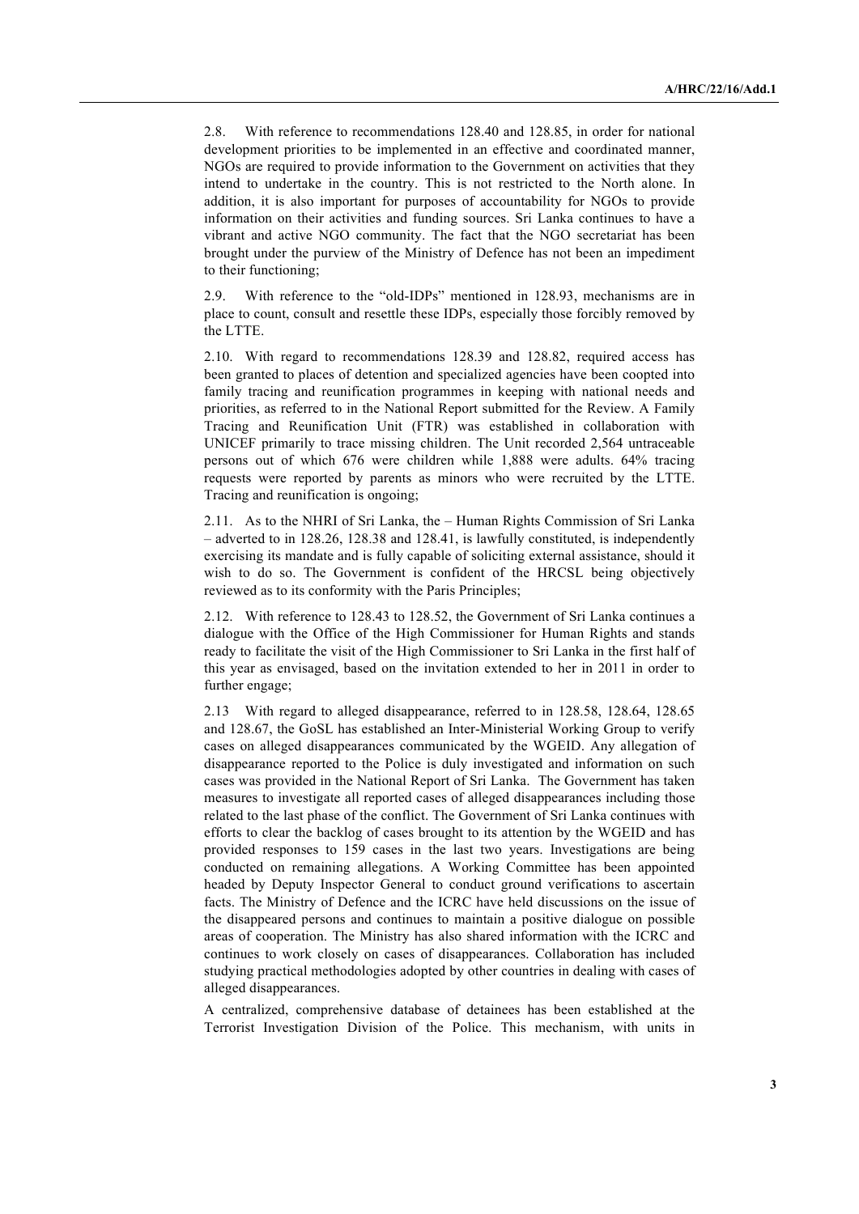2.8. With reference to recommendations 128.40 and 128.85, in order for national development priorities to be implemented in an effective and coordinated manner, NGOs are required to provide information to the Government on activities that they intend to undertake in the country. This is not restricted to the North alone. In addition, it is also important for purposes of accountability for NGOs to provide information on their activities and funding sources. Sri Lanka continues to have a vibrant and active NGO community. The fact that the NGO secretariat has been brought under the purview of the Ministry of Defence has not been an impediment to their functioning;

2.9. With reference to the "old-IDPs" mentioned in 128.93, mechanisms are in place to count, consult and resettle these IDPs, especially those forcibly removed by the LTTE.

2.10. With regard to recommendations 128.39 and 128.82, required access has been granted to places of detention and specialized agencies have been coopted into family tracing and reunification programmes in keeping with national needs and priorities, as referred to in the National Report submitted for the Review. A Family Tracing and Reunification Unit (FTR) was established in collaboration with UNICEF primarily to trace missing children. The Unit recorded 2,564 untraceable persons out of which 676 were children while 1,888 were adults. 64% tracing requests were reported by parents as minors who were recruited by the LTTE. Tracing and reunification is ongoing;

2.11. As to the NHRI of Sri Lanka, the – Human Rights Commission of Sri Lanka – adverted to in 128.26, 128.38 and 128.41, is lawfully constituted, is independently exercising its mandate and is fully capable of soliciting external assistance, should it wish to do so. The Government is confident of the HRCSL being objectively reviewed as to its conformity with the Paris Principles;

2.12. With reference to 128.43 to 128.52, the Government of Sri Lanka continues a dialogue with the Office of the High Commissioner for Human Rights and stands ready to facilitate the visit of the High Commissioner to Sri Lanka in the first half of this year as envisaged, based on the invitation extended to her in 2011 in order to further engage;

2.13 With regard to alleged disappearance, referred to in 128.58, 128.64, 128.65 and 128.67, the GoSL has established an Inter-Ministerial Working Group to verify cases on alleged disappearances communicated by the WGEID. Any allegation of disappearance reported to the Police is duly investigated and information on such cases was provided in the National Report of Sri Lanka. The Government has taken measures to investigate all reported cases of alleged disappearances including those related to the last phase of the conflict. The Government of Sri Lanka continues with efforts to clear the backlog of cases brought to its attention by the WGEID and has provided responses to 159 cases in the last two years. Investigations are being conducted on remaining allegations. A Working Committee has been appointed headed by Deputy Inspector General to conduct ground verifications to ascertain facts. The Ministry of Defence and the ICRC have held discussions on the issue of the disappeared persons and continues to maintain a positive dialogue on possible areas of cooperation. The Ministry has also shared information with the ICRC and continues to work closely on cases of disappearances. Collaboration has included studying practical methodologies adopted by other countries in dealing with cases of alleged disappearances.

A centralized, comprehensive database of detainees has been established at the Terrorist Investigation Division of the Police. This mechanism, with units in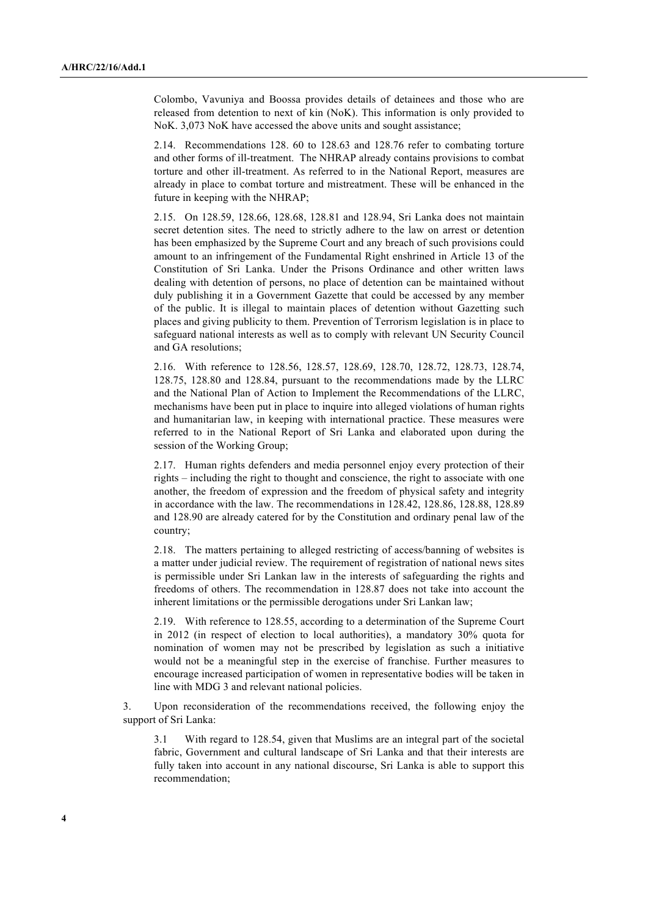Colombo, Vavuniya and Boossa provides details of detainees and those who are released from detention to next of kin (NoK). This information is only provided to NoK. 3,073 NoK have accessed the above units and sought assistance;

2.14. Recommendations 128. 60 to 128.63 and 128.76 refer to combating torture and other forms of ill-treatment. The NHRAP already contains provisions to combat torture and other ill-treatment. As referred to in the National Report, measures are already in place to combat torture and mistreatment. These will be enhanced in the future in keeping with the NHRAP;

2.15. On 128.59, 128.66, 128.68, 128.81 and 128.94, Sri Lanka does not maintain secret detention sites. The need to strictly adhere to the law on arrest or detention has been emphasized by the Supreme Court and any breach of such provisions could amount to an infringement of the Fundamental Right enshrined in Article 13 of the Constitution of Sri Lanka. Under the Prisons Ordinance and other written laws dealing with detention of persons, no place of detention can be maintained without duly publishing it in a Government Gazette that could be accessed by any member of the public. It is illegal to maintain places of detention without Gazetting such places and giving publicity to them. Prevention of Terrorism legislation is in place to safeguard national interests as well as to comply with relevant UN Security Council and GA resolutions;

2.16. With reference to 128.56, 128.57, 128.69, 128.70, 128.72, 128.73, 128.74, 128.75, 128.80 and 128.84, pursuant to the recommendations made by the LLRC and the National Plan of Action to Implement the Recommendations of the LLRC, mechanisms have been put in place to inquire into alleged violations of human rights and humanitarian law, in keeping with international practice. These measures were referred to in the National Report of Sri Lanka and elaborated upon during the session of the Working Group;

2.17. Human rights defenders and media personnel enjoy every protection of their rights – including the right to thought and conscience, the right to associate with one another, the freedom of expression and the freedom of physical safety and integrity in accordance with the law. The recommendations in 128.42, 128.86, 128.88, 128.89 and 128.90 are already catered for by the Constitution and ordinary penal law of the country;

2.18. The matters pertaining to alleged restricting of access/banning of websites is a matter under judicial review. The requirement of registration of national news sites is permissible under Sri Lankan law in the interests of safeguarding the rights and freedoms of others. The recommendation in 128.87 does not take into account the inherent limitations or the permissible derogations under Sri Lankan law;

2.19. With reference to 128.55, according to a determination of the Supreme Court in 2012 (in respect of election to local authorities), a mandatory 30% quota for nomination of women may not be prescribed by legislation as such a initiative would not be a meaningful step in the exercise of franchise. Further measures to encourage increased participation of women in representative bodies will be taken in line with MDG 3 and relevant national policies.

3. Upon reconsideration of the recommendations received, the following enjoy the support of Sri Lanka:

3.1 With regard to 128.54, given that Muslims are an integral part of the societal fabric, Government and cultural landscape of Sri Lanka and that their interests are fully taken into account in any national discourse, Sri Lanka is able to support this recommendation;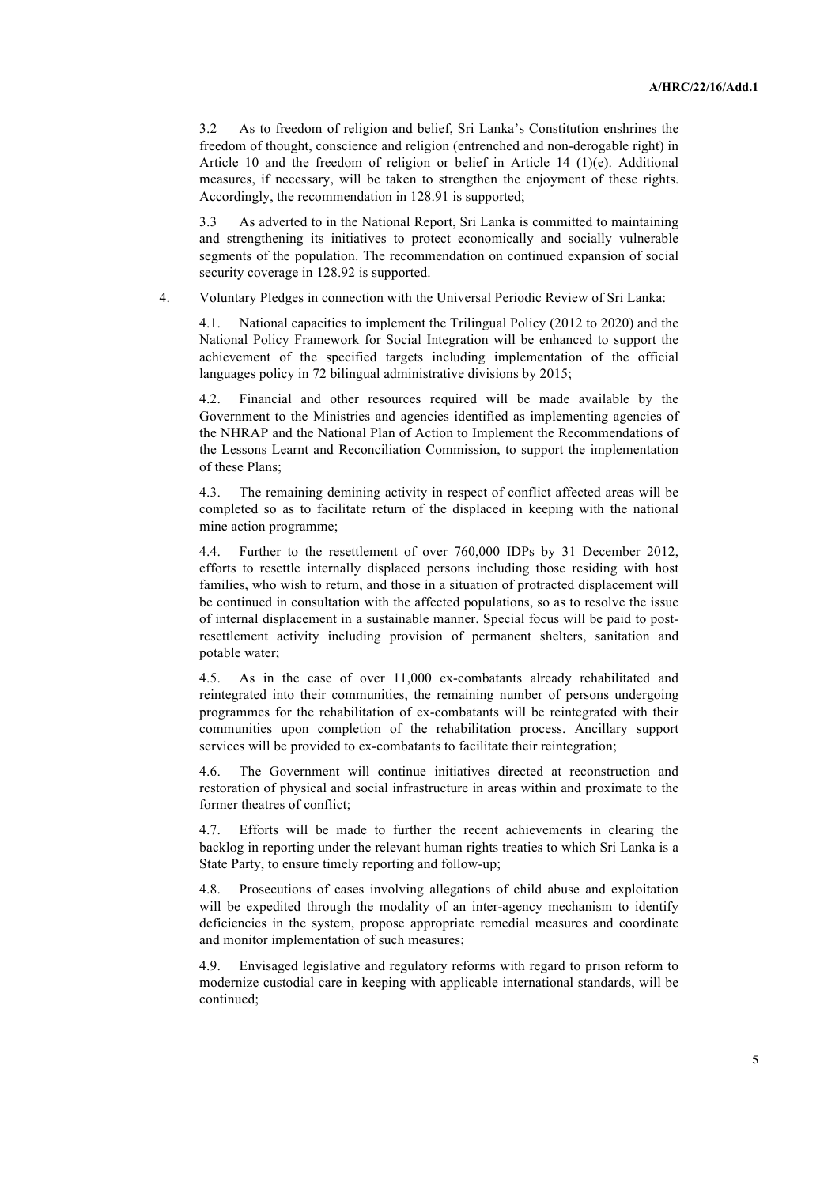3.2 As to freedom of religion and belief, Sri Lanka's Constitution enshrines the freedom of thought, conscience and religion (entrenched and non-derogable right) in Article 10 and the freedom of religion or belief in Article 14 (1)(e). Additional measures, if necessary, will be taken to strengthen the enjoyment of these rights. Accordingly, the recommendation in 128.91 is supported;

3.3 As adverted to in the National Report, Sri Lanka is committed to maintaining and strengthening its initiatives to protect economically and socially vulnerable segments of the population. The recommendation on continued expansion of social security coverage in 128.92 is supported.

4. Voluntary Pledges in connection with the Universal Periodic Review of Sri Lanka:

4.1. National capacities to implement the Trilingual Policy (2012 to 2020) and the National Policy Framework for Social Integration will be enhanced to support the achievement of the specified targets including implementation of the official languages policy in 72 bilingual administrative divisions by 2015;

4.2. Financial and other resources required will be made available by the Government to the Ministries and agencies identified as implementing agencies of the NHRAP and the National Plan of Action to Implement the Recommendations of the Lessons Learnt and Reconciliation Commission, to support the implementation of these Plans;

4.3. The remaining demining activity in respect of conflict affected areas will be completed so as to facilitate return of the displaced in keeping with the national mine action programme;

4.4. Further to the resettlement of over 760,000 IDPs by 31 December 2012, efforts to resettle internally displaced persons including those residing with host families, who wish to return, and those in a situation of protracted displacement will be continued in consultation with the affected populations, so as to resolve the issue of internal displacement in a sustainable manner. Special focus will be paid to post-resettlement activity including provision of permanent shelters, sanitation and potable water;

4.5. As in the case of over 11,000 ex-combatants already rehabilitated and reintegrated into their communities, the remaining number of persons undergoing programmes for the rehabilitation of ex-combatants will be reintegrated with their communities upon completion of the rehabilitation process. Ancillary support services will be provided to ex-combatants to facilitate their reintegration;

4.6. The Government will continue initiatives directed at reconstruction and restoration of physical and social infrastructure in areas within and proximate to the former theatres of conflict;

4.7. Efforts will be made to further the recent achievements in clearing the backlog in reporting under the relevant human rights treaties to which Sri Lanka is a State Party, to ensure timely reporting and follow-up;

4.8. Prosecutions of cases involving allegations of child abuse and exploitation will be expedited through the modality of an inter-agency mechanism to identify deficiencies in the system, propose appropriate remedial measures and coordinate and monitor implementation of such measures;

4.9. Envisaged legislative and regulatory reforms with regard to prison reform to modernize custodial care in keeping with applicable international standards, will be continued;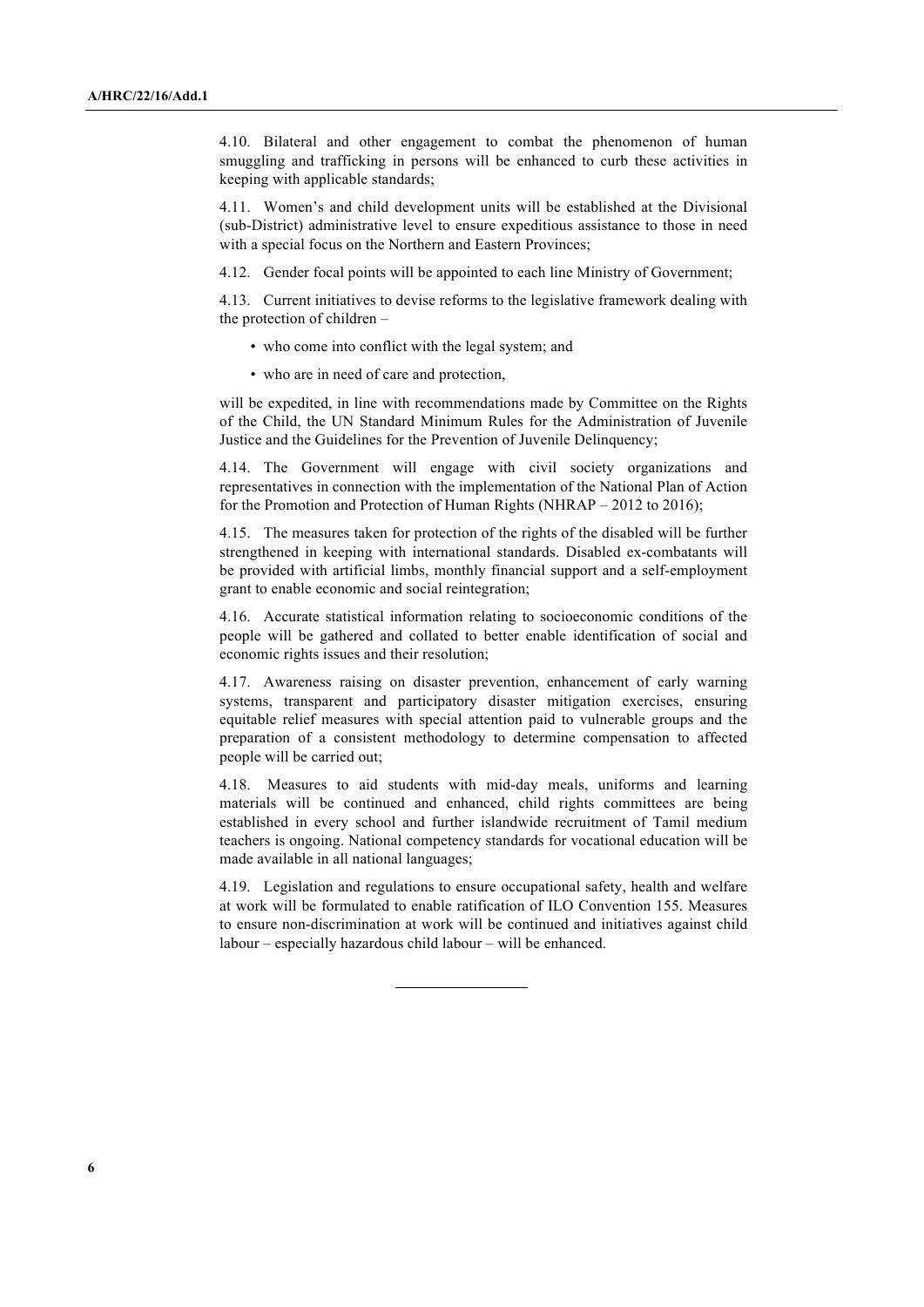4.10. Bilateral and other engagement to combat the phenomenon of human smuggling and trafficking in persons will be enhanced to curb these activities in keeping with applicable standards;

4.11. Women's and child development units will be established at the Divisional (sub-District) administrative level to ensure expeditious assistance to those in need with a special focus on the Northern and Eastern Provinces;

4.12. Gender focal points will be appointed to each line Ministry of Government;

4.13. Current initiatives to devise reforms to the legislative framework dealing with the protection of children –

- who come into conflict with the legal system; and
- who are in need of care and protection,

will be expedited, in line with recommendations made by Committee on the Rights of the Child, the UN Standard Minimum Rules for the Administration of Juvenile Justice and the Guidelines for the Prevention of Juvenile Delinquency;

4.14. The Government will engage with civil society organizations and representatives in connection with the implementation of the National Plan of Action for the Promotion and Protection of Human Rights (NHRAP – 2012 to 2016);

4.15. The measures taken for protection of the rights of the disabled will be further strengthened in keeping with international standards. Disabled ex-combatants will be provided with artificial limbs, monthly financial support and a self-employment grant to enable economic and social reintegration;

4.16. Accurate statistical information relating to socioeconomic conditions of the people will be gathered and collated to better enable identification of social and economic rights issues and their resolution;

4.17. Awareness raising on disaster prevention, enhancement of early warning systems, transparent and participatory disaster mitigation exercises, ensuring equitable relief measures with special attention paid to vulnerable groups and the preparation of a consistent methodology to determine compensation to affected people will be carried out;

4.18. Measures to aid students with mid-day meals, uniforms and learning materials will be continued and enhanced, child rights committees are being established in every school and further islandwide recruitment of Tamil medium teachers is ongoing. National competency standards for vocational education will be made available in all national languages;

4.19. Legislation and regulations to ensure occupational safety, health and welfare at work will be formulated to enable ratification of ILO Convention 155. Measures to ensure non-discrimination at work will be continued and initiatives against child labour – especially hazardous child labour – will be enhanced.